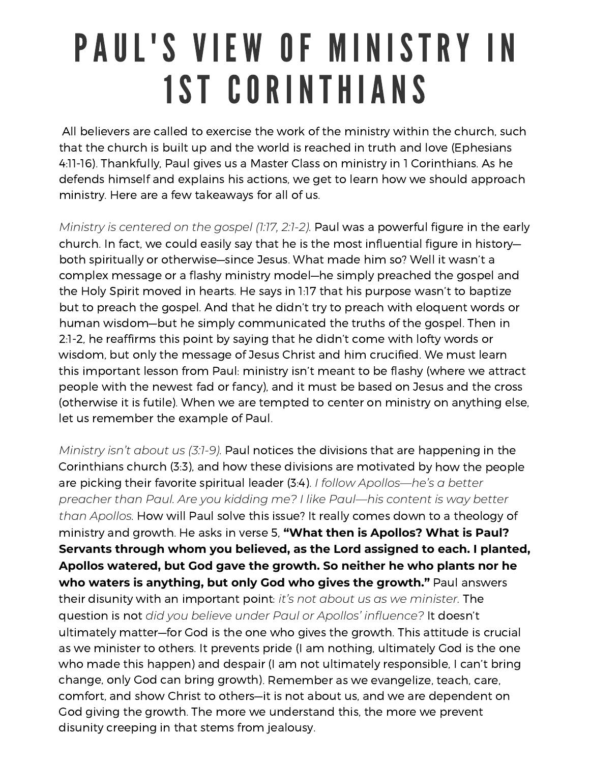# PAUL'S VIEW OF MINISTRY IN 1ST CORINTHIANS

All believers are called to exercise the work of the ministry within the church, such that the church is built up and the world is reached in truth and love (Ephesians 4:11-16). Thankfully, Paul gives us a Master Class on ministry in 1 Corinthians. As he defends himself and explains his actions, we get to learn how we should approach ministry. Here are a few takeaways for all of us.

*Ministry is centered on the gospel (1:17, 2:1-2).* Paul was a powerful figure in the early church. In fact, we could easily say that he is the most influential figure in history—both spiritually or otherwise—since Jesus. What made him so? Well it wasn't a complex message or a flashy ministry model—he simply preached the gospel and the Holy Spirit moved in hearts. He says in 1:17 that his purpose wasn't to baptize but to preach the gospel. And that he didn't try to preach with eloquent words or human wisdom—but he simply communicated the truths of the gospel. Then in 2:1-2, he reaffirms this point by saying that he didn't come with lofty words or wisdom, but only the message of Jesus Christ and him crucified. We must learn this important lesson from Paul: ministry isn't meant to be flashy (where we attract people with the newest fad or fancy), and it must be based on Jesus and the cross (otherwise it is futile). When we are tempted to center on ministry on anything else, let us remember the example of Paul.

*Ministry isn't about us (3:1-9).* Paul notices the divisions that are happening in the Corinthians church (3:3), and how these divisions are motivated by how the people are picking their favorite spiritual leader (3:4). *I follow Apollos—he's a better preacher than Paul. Are you kidding me? I like Paul—his content is way better than Apollos.* How will Paul solve this issue? It really comes down to a theology of ministry and growth. He asks in verse 5, **"What then is Apollos? What is Paul? Servants through whom you believed, as the Lord assigned to each. I planted, Apollos watered, but God gave the growth. So neither he who plants nor he who waters is anything, but only God who gives the growth."** Paul answers their disunity with an important point: *it's not about us as we minister.* The question is not *did you believe under Paul or Apollos' influence?* It doesn't ultimately matter—for God is the one who gives the growth. This attitude is crucial as we minister to others. It prevents pride (I am nothing, ultimately God is the one who made this happen) and despair (I am not ultimately responsible, I can't bring change, only God can bring growth). Remember as we evangelize, teach, care, comfort, and show Christ to others—it is not about us, and we are dependent on God giving the growth. The more we understand this, the more we prevent disunity creeping in that stems from jealousy.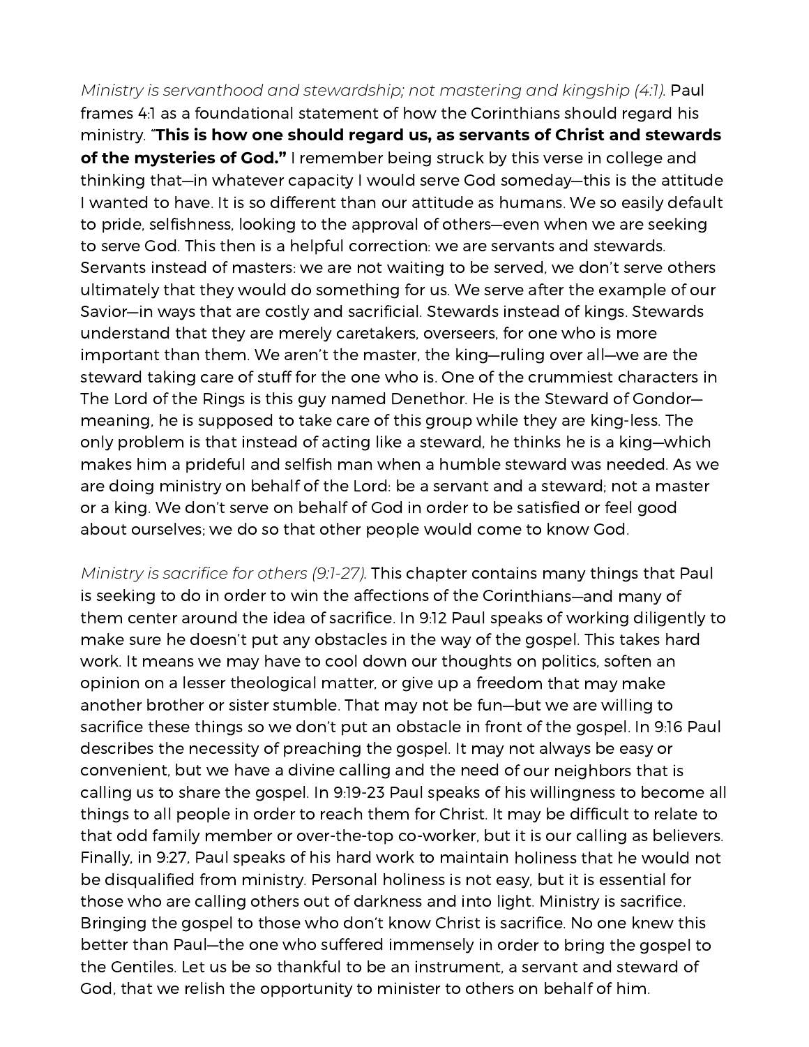*Ministry is servanthood and stewardship; not mastering and kingship (4:1).* Paul frames 4:1 as a foundational statement of how the Corinthians should regard his ministry. "**This is how one should regard us, as servants of Christ and stewards of the mysteries of God.**" I remember being struck by this verse in college and thinking that—in whatever capacity I would serve God someday—this is the attitude I wanted to have. It is so different than our attitude as humans. We so easily default to pride, selfishness, looking to the approval of others—even when we are seeking to serve God. This then is a helpful correction: we are servants and stewards. Servants instead of masters: we are not waiting to be served, we don't serve others ultimately that they would do something for us. We serve after the example of our Savior—in ways that are costly and sacrificial. Stewards instead of kings. Stewards understand that they are merely caretakers, overseers, for one who is more important than them. We aren't the master, the king—ruling over all—we are the steward taking care of stuff for the one who is. One of the crummiest characters in The Lord of the Rings is this guy named Denethor. He is the Steward of Gondor—meaning, he is supposed to take care of this group while they are king-less. The only problem is that instead of acting like a steward, he thinks he is a king—which makes him a prideful and selfish man when a humble steward was needed. As we are doing ministry on behalf of the Lord: be a servant and a steward; not a master or a king. We don't serve on behalf of God in order to be satisfied or feel good about ourselves; we do so that other people would come to know God.

*Ministry is sacrifice for others (9:1-27).* This chapter contains many things that Paul is seeking to do in order to win the affections of the Corinthians—and many of them center around the idea of sacrifice. In 9:12 Paul speaks of working diligently to make sure he doesn't put any obstacles in the way of the gospel. This takes hard work. It means we may have to cool down our thoughts on politics, soften an opinion on a lesser theological matter, or give up a freedom that may make another brother or sister stumble. That may not be fun—but we are willing to sacrifice these things so we don't put an obstacle in front of the gospel. In 9:16 Paul describes the necessity of preaching the gospel. It may not always be easy or convenient, but we have a divine calling and the need of our neighbors that is calling us to share the gospel. In 9:19-23 Paul speaks of his willingness to become all things to all people in order to reach them for Christ. It may be difficult to relate to that odd family member or over-the-top co-worker, but it is our calling as believers. Finally, in 9:27, Paul speaks of his hard work to maintain holiness that he would not be disqualified from ministry. Personal holiness is not easy, but it is essential for those who are calling others out of darkness and into light. Ministry is sacrifice. Bringing the gospel to those who don't know Christ is sacrifice. No one knew this better than Paul—the one who suffered immensely in order to bring the gospel to the Gentiles. Let us be so thankful to be an instrument, a servant and steward of God, that we relish the opportunity to minister to others on behalf of him.